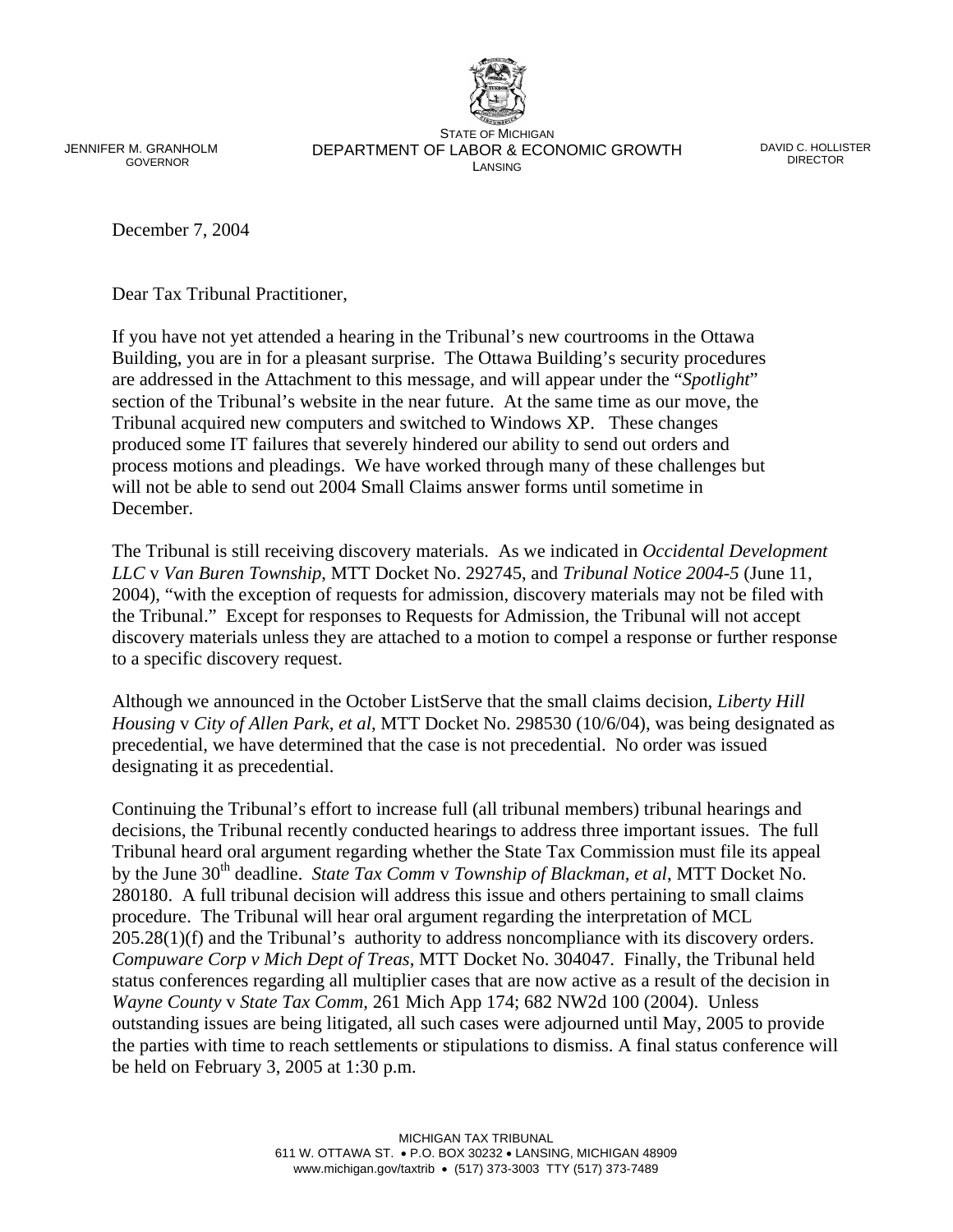JENNIFER M. GRANHOLM
GOVERNOR

STATE OF MICHIGAN
DEPARTMENT OF LABOR & ECONOMIC GROWTH
LANSING

DAVID C. HOLLISTER
DIRECTOR

December 7, 2004

Dear Tax Tribunal Practitioner,

If you have not yet attended a hearing in the Tribunal's new courtrooms in the Ottawa Building, you are in for a pleasant surprise. The Ottawa Building's security procedures are addressed in the Attachment to this message, and will appear under the "*Spotlight*" section of the Tribunal's website in the near future. At the same time as our move, the Tribunal acquired new computers and switched to Windows XP. These changes produced some IT failures that severely hindered our ability to send out orders and process motions and pleadings. We have worked through many of these challenges but will not be able to send out 2004 Small Claims answer forms until sometime in December.

The Tribunal is still receiving discovery materials. As we indicated in *Occidental Development LLC* v *Van Buren Township*, MTT Docket No. 292745, and *Tribunal Notice 2004-5* (June 11, 2004), "with the exception of requests for admission, discovery materials may not be filed with the Tribunal." Except for responses to Requests for Admission, the Tribunal will not accept discovery materials unless they are attached to a motion to compel a response or further response to a specific discovery request.

Although we announced in the October ListServe that the small claims decision, *Liberty Hill Housing* v *City of Allen Park, et al,* MTT Docket No. 298530 (10/6/04), was being designated as precedential, we have determined that the case is not precedential. No order was issued designating it as precedential.

Continuing the Tribunal's effort to increase full (all tribunal members) tribunal hearings and decisions, the Tribunal recently conducted hearings to address three important issues. The full Tribunal heard oral argument regarding whether the State Tax Commission must file its appeal by the June 30th deadline. *State Tax Comm* v *Township of Blackman, et al*, MTT Docket No. 280180. A full tribunal decision will address this issue and others pertaining to small claims procedure. The Tribunal will hear oral argument regarding the interpretation of MCL 205.28(1)(f) and the Tribunal's authority to address noncompliance with its discovery orders. *Compuware Corp v Mich Dept of Treas*, MTT Docket No. 304047. Finally, the Tribunal held status conferences regarding all multiplier cases that are now active as a result of the decision in *Wayne County* v *State Tax Comm*, 261 Mich App 174; 682 NW2d 100 (2004). Unless outstanding issues are being litigated, all such cases were adjourned until May, 2005 to provide the parties with time to reach settlements or stipulations to dismiss. A final status conference will be held on February 3, 2005 at 1:30 p.m.

MICHIGAN TAX TRIBUNAL
611 W. OTTAWA ST. • P.O. BOX 30232 • LANSING, MICHIGAN 48909
www.michigan.gov/taxtrib • (517) 373-3003 TTY (517) 373-7489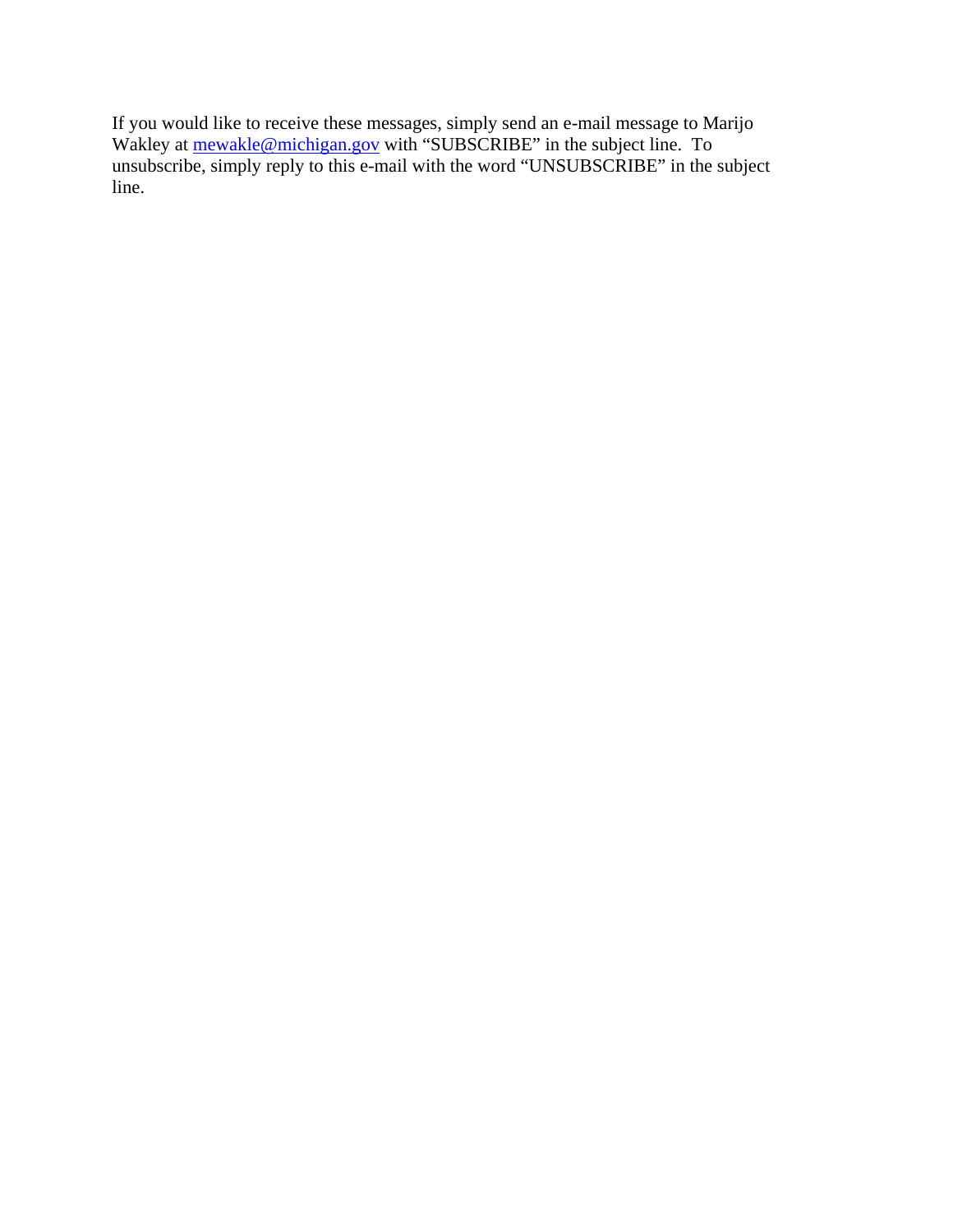If you would like to receive these messages, simply send an e-mail message to Marijo Wakley at mewakle@michigan.gov with “SUBSCRIBE” in the subject line. To unsubscribe, simply reply to this e-mail with the word “UNSUBSCRIBE” in the subject line.